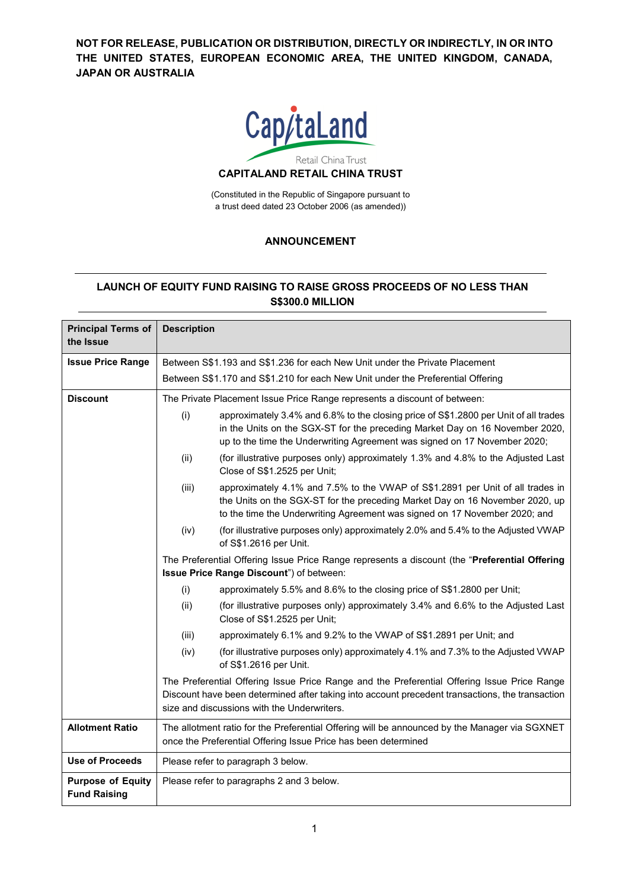**NOT FOR RELEASE, PUBLICATION OR DISTRIBUTION, DIRECTLY OR INDIRECTLY, IN OR INTO THE UNITED STATES, EUROPEAN ECONOMIC AREA, THE UNITED KINGDOM, CANADA, JAPAN OR AUSTRALIA**

CapitaLand
Retail China Trust

# CAPITALAND RETAIL CHINA TRUST

(Constituted in the Republic of Singapore pursuant to a trust deed dated 23 October 2006 (as amended))

## ANNOUNCEMENT

## LAUNCH OF EQUITY FUND RAISING TO RAISE GROSS PROCEEDS OF NO LESS THAN S$300.0 MILLION

| Principal Terms of the Issue | Description |
|---|---|
| **Issue Price Range** | Between S$1.193 and S$1.236 for each New Unit under the Private Placement<br>Between S$1.170 and S$1.210 for each New Unit under the Preferential Offering |
| **Discount** | The Private Placement Issue Price Range represents a discount of between:<br>(i) approximately 3.4% and 6.8% to the closing price of S$1.2800 per Unit of all trades in the Units on the SGX-ST for the preceding Market Day on 16 November 2020, up to the time the Underwriting Agreement was signed on 17 November 2020;<br>(ii) (for illustrative purposes only) approximately 1.3% and 4.8% to the Adjusted Last Close of S$1.2525 per Unit;<br>(iii) approximately 4.1% and 7.5% to the VWAP of S$1.2891 per Unit of all trades in the Units on the SGX-ST for the preceding Market Day on 16 November 2020, up to the time the Underwriting Agreement was signed on 17 November 2020; and<br>(iv) (for illustrative purposes only) approximately 2.0% and 5.4% to the Adjusted VWAP of S$1.2616 per Unit.<br>The Preferential Offering Issue Price Range represents a discount (the "**Preferential Offering Issue Price Range Discount**") of between:<br>(i) approximately 5.5% and 8.6% to the closing price of S$1.2800 per Unit;<br>(ii) (for illustrative purposes only) approximately 3.4% and 6.6% to the Adjusted Last Close of S$1.2525 per Unit;<br>(iii) approximately 6.1% and 9.2% to the VWAP of S$1.2891 per Unit; and<br>(iv) (for illustrative purposes only) approximately 4.1% and 7.3% to the Adjusted VWAP of S$1.2616 per Unit.<br>The Preferential Offering Issue Price Range and the Preferential Offering Issue Price Range Discount have been determined after taking into account precedent transactions, the transaction size and discussions with the Underwriters. |
| **Allotment Ratio** | The allotment ratio for the Preferential Offering will be announced by the Manager via SGXNET once the Preferential Offering Issue Price has been determined |
| **Use of Proceeds** | Please refer to paragraph 3 below. |
| **Purpose of Equity Fund Raising** | Please refer to paragraphs 2 and 3 below. |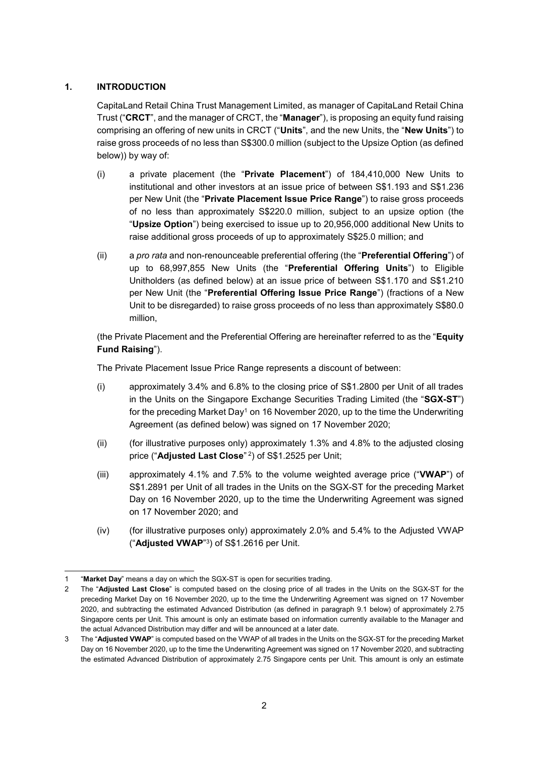## 1. INTRODUCTION

CapitaLand Retail China Trust Management Limited, as manager of CapitaLand Retail China Trust ("**CRCT**", and the manager of CRCT, the "**Manager**"), is proposing an equity fund raising comprising an offering of new units in CRCT ("**Units**", and the new Units, the "**New Units**") to raise gross proceeds of no less than S$300.0 million (subject to the Upsize Option (as defined below)) by way of:

(i) a private placement (the "**Private Placement**") of 184,410,000 New Units to institutional and other investors at an issue price of between S$1.193 and S$1.236 per New Unit (the "**Private Placement Issue Price Range**") to raise gross proceeds of no less than approximately S$220.0 million, subject to an upsize option (the "**Upsize Option**") being exercised to issue up to 20,956,000 additional New Units to raise additional gross proceeds of up to approximately S$25.0 million; and

(ii) a *pro rata* and non-renounceable preferential offering (the "**Preferential Offering**") of up to 68,997,855 New Units (the "**Preferential Offering Units**") to Eligible Unitholders (as defined below) at an issue price of between S$1.170 and S$1.210 per New Unit (the "**Preferential Offering Issue Price Range**") (fractions of a New Unit to be disregarded) to raise gross proceeds of no less than approximately S$80.0 million,

(the Private Placement and the Preferential Offering are hereinafter referred to as the "**Equity Fund Raising**").

The Private Placement Issue Price Range represents a discount of between:

(i) approximately 3.4% and 6.8% to the closing price of S$1.2800 per Unit of all trades in the Units on the Singapore Exchange Securities Trading Limited (the "**SGX-ST**") for the preceding Market Day[1] on 16 November 2020, up to the time the Underwriting Agreement (as defined below) was signed on 17 November 2020;

(ii) (for illustrative purposes only) approximately 1.3% and 4.8% to the adjusted closing price ("**Adjusted Last Close**"[2]) of S$1.2525 per Unit;

(iii) approximately 4.1% and 7.5% to the volume weighted average price ("**VWAP**") of S$1.2891 per Unit of all trades in the Units on the SGX-ST for the preceding Market Day on 16 November 2020, up to the time the Underwriting Agreement was signed on 17 November 2020; and

(iv) (for illustrative purposes only) approximately 2.0% and 5.4% to the Adjusted VWAP ("**Adjusted VWAP**"[3]) of S$1.2616 per Unit.

---

1 "**Market Day**" means a day on which the SGX-ST is open for securities trading.

2 The "**Adjusted Last Close**" is computed based on the closing price of all trades in the Units on the SGX-ST for the preceding Market Day on 16 November 2020, up to the time the Underwriting Agreement was signed on 17 November 2020, and subtracting the estimated Advanced Distribution (as defined in paragraph 9.1 below) of approximately 2.75 Singapore cents per Unit. This amount is only an estimate based on information currently available to the Manager and the actual Advanced Distribution may differ and will be announced at a later date.

3 The "**Adjusted VWAP**" is computed based on the VWAP of all trades in the Units on the SGX-ST for the preceding Market Day on 16 November 2020, up to the time the Underwriting Agreement was signed on 17 November 2020, and subtracting the estimated Advanced Distribution of approximately 2.75 Singapore cents per Unit. This amount is only an estimate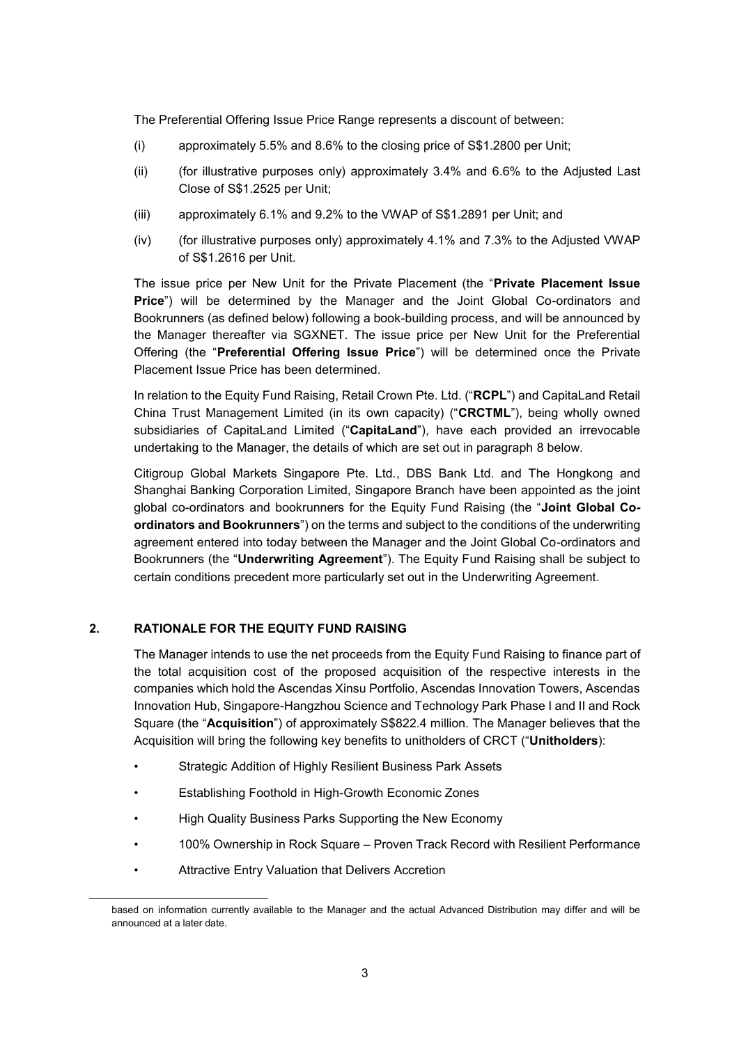The Preferential Offering Issue Price Range represents a discount of between:

(i) approximately 5.5% and 8.6% to the closing price of S$1.2800 per Unit;

(ii) (for illustrative purposes only) approximately 3.4% and 6.6% to the Adjusted Last Close of S$1.2525 per Unit;

(iii) approximately 6.1% and 9.2% to the VWAP of S$1.2891 per Unit; and

(iv) (for illustrative purposes only) approximately 4.1% and 7.3% to the Adjusted VWAP of S$1.2616 per Unit.

The issue price per New Unit for the Private Placement (the "**Private Placement Issue Price**") will be determined by the Manager and the Joint Global Co-ordinators and Bookrunners (as defined below) following a book-building process, and will be announced by the Manager thereafter via SGXNET. The issue price per New Unit for the Preferential Offering (the "**Preferential Offering Issue Price**") will be determined once the Private Placement Issue Price has been determined.

In relation to the Equity Fund Raising, Retail Crown Pte. Ltd. ("**RCPL**") and CapitaLand Retail China Trust Management Limited (in its own capacity) ("**CRCTML**"), being wholly owned subsidiaries of CapitaLand Limited ("**CapitaLand**"), have each provided an irrevocable undertaking to the Manager, the details of which are set out in paragraph 8 below.

Citigroup Global Markets Singapore Pte. Ltd., DBS Bank Ltd. and The Hongkong and Shanghai Banking Corporation Limited, Singapore Branch have been appointed as the joint global co-ordinators and bookrunners for the Equity Fund Raising (the "**Joint Global Co-ordinators and Bookrunners**") on the terms and subject to the conditions of the underwriting agreement entered into today between the Manager and the Joint Global Co-ordinators and Bookrunners (the "**Underwriting Agreement**"). The Equity Fund Raising shall be subject to certain conditions precedent more particularly set out in the Underwriting Agreement.

## 2. RATIONALE FOR THE EQUITY FUND RAISING

The Manager intends to use the net proceeds from the Equity Fund Raising to finance part of the total acquisition cost of the proposed acquisition of the respective interests in the companies which hold the Ascendas Xinsu Portfolio, Ascendas Innovation Towers, Ascendas Innovation Hub, Singapore-Hangzhou Science and Technology Park Phase I and II and Rock Square (the "**Acquisition**") of approximately S$822.4 million. The Manager believes that the Acquisition will bring the following key benefits to unitholders of CRCT ("**Unitholders**"):

- Strategic Addition of Highly Resilient Business Park Assets
- Establishing Foothold in High-Growth Economic Zones
- High Quality Business Parks Supporting the New Economy
- 100% Ownership in Rock Square – Proven Track Record with Resilient Performance
- Attractive Entry Valuation that Delivers Accretion

based on information currently available to the Manager and the actual Advanced Distribution may differ and will be announced at a later date.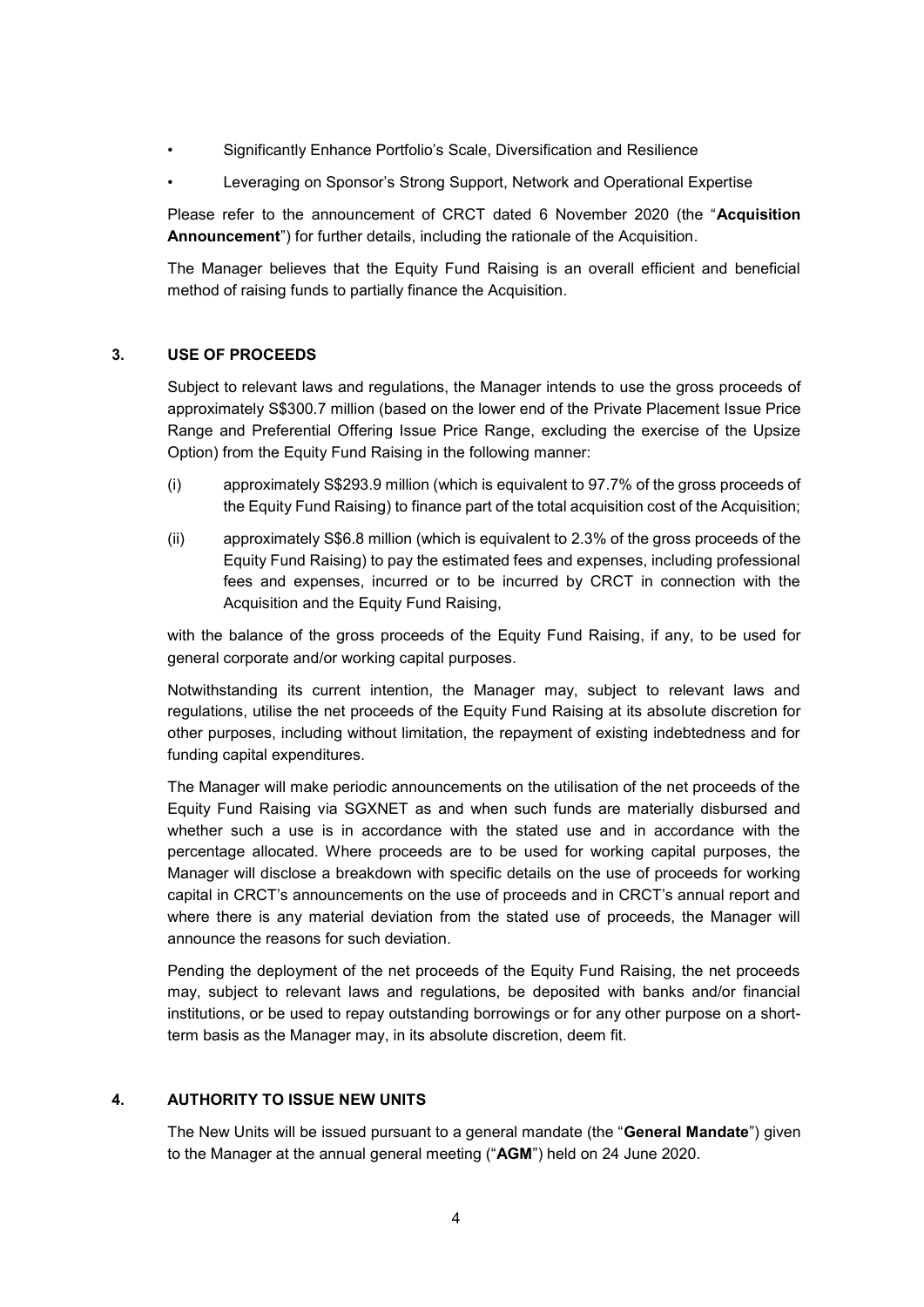- Significantly Enhance Portfolio's Scale, Diversification and Resilience
- Leveraging on Sponsor's Strong Support, Network and Operational Expertise

Please refer to the announcement of CRCT dated 6 November 2020 (the "**Acquisition Announcement**") for further details, including the rationale of the Acquisition.

The Manager believes that the Equity Fund Raising is an overall efficient and beneficial method of raising funds to partially finance the Acquisition.

## 3. USE OF PROCEEDS

Subject to relevant laws and regulations, the Manager intends to use the gross proceeds of approximately S$300.7 million (based on the lower end of the Private Placement Issue Price Range and Preferential Offering Issue Price Range, excluding the exercise of the Upsize Option) from the Equity Fund Raising in the following manner:

(i) approximately S$293.9 million (which is equivalent to 97.7% of the gross proceeds of the Equity Fund Raising) to finance part of the total acquisition cost of the Acquisition;

(ii) approximately S$6.8 million (which is equivalent to 2.3% of the gross proceeds of the Equity Fund Raising) to pay the estimated fees and expenses, including professional fees and expenses, incurred or to be incurred by CRCT in connection with the Acquisition and the Equity Fund Raising,

with the balance of the gross proceeds of the Equity Fund Raising, if any, to be used for general corporate and/or working capital purposes.

Notwithstanding its current intention, the Manager may, subject to relevant laws and regulations, utilise the net proceeds of the Equity Fund Raising at its absolute discretion for other purposes, including without limitation, the repayment of existing indebtedness and for funding capital expenditures.

The Manager will make periodic announcements on the utilisation of the net proceeds of the Equity Fund Raising via SGXNET as and when such funds are materially disbursed and whether such a use is in accordance with the stated use and in accordance with the percentage allocated. Where proceeds are to be used for working capital purposes, the Manager will disclose a breakdown with specific details on the use of proceeds for working capital in CRCT's announcements on the use of proceeds and in CRCT's annual report and where there is any material deviation from the stated use of proceeds, the Manager will announce the reasons for such deviation.

Pending the deployment of the net proceeds of the Equity Fund Raising, the net proceeds may, subject to relevant laws and regulations, be deposited with banks and/or financial institutions, or be used to repay outstanding borrowings or for any other purpose on a short-term basis as the Manager may, in its absolute discretion, deem fit.

## 4. AUTHORITY TO ISSUE NEW UNITS

The New Units will be issued pursuant to a general mandate (the "**General Mandate**") given to the Manager at the annual general meeting ("**AGM**") held on 24 June 2020.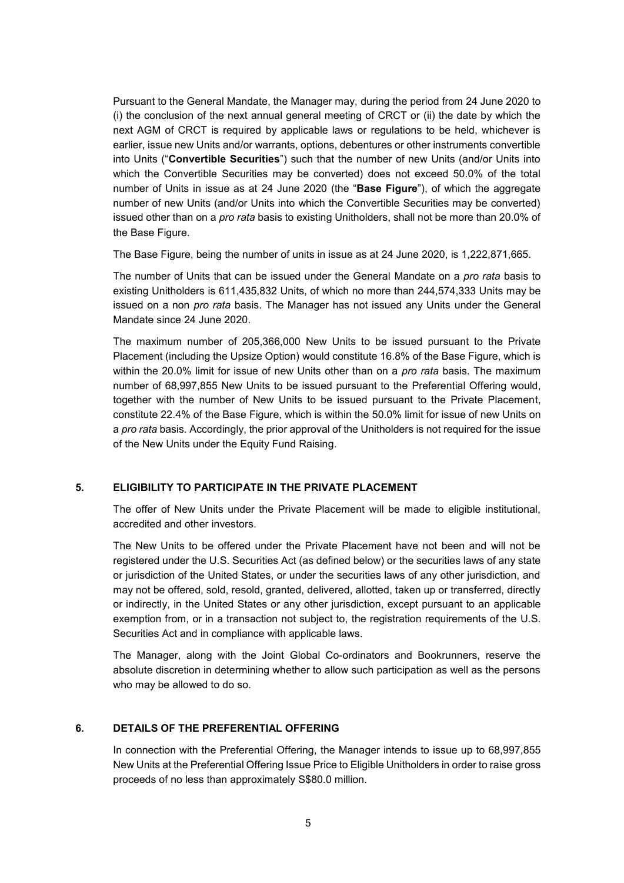Pursuant to the General Mandate, the Manager may, during the period from 24 June 2020 to (i) the conclusion of the next annual general meeting of CRCT or (ii) the date by which the next AGM of CRCT is required by applicable laws or regulations to be held, whichever is earlier, issue new Units and/or warrants, options, debentures or other instruments convertible into Units ("**Convertible Securities**") such that the number of new Units (and/or Units into which the Convertible Securities may be converted) does not exceed 50.0% of the total number of Units in issue as at 24 June 2020 (the "**Base Figure**"), of which the aggregate number of new Units (and/or Units into which the Convertible Securities may be converted) issued other than on a *pro rata* basis to existing Unitholders, shall not be more than 20.0% of the Base Figure.

The Base Figure, being the number of units in issue as at 24 June 2020, is 1,222,871,665.

The number of Units that can be issued under the General Mandate on a *pro rata* basis to existing Unitholders is 611,435,832 Units, of which no more than 244,574,333 Units may be issued on a non *pro rata* basis. The Manager has not issued any Units under the General Mandate since 24 June 2020.

The maximum number of 205,366,000 New Units to be issued pursuant to the Private Placement (including the Upsize Option) would constitute 16.8% of the Base Figure, which is within the 20.0% limit for issue of new Units other than on a *pro rata* basis. The maximum number of 68,997,855 New Units to be issued pursuant to the Preferential Offering would, together with the number of New Units to be issued pursuant to the Private Placement, constitute 22.4% of the Base Figure, which is within the 50.0% limit for issue of new Units on a *pro rata* basis. Accordingly, the prior approval of the Unitholders is not required for the issue of the New Units under the Equity Fund Raising.

## 5. ELIGIBILITY TO PARTICIPATE IN THE PRIVATE PLACEMENT

The offer of New Units under the Private Placement will be made to eligible institutional, accredited and other investors.

The New Units to be offered under the Private Placement have not been and will not be registered under the U.S. Securities Act (as defined below) or the securities laws of any state or jurisdiction of the United States, or under the securities laws of any other jurisdiction, and may not be offered, sold, resold, granted, delivered, allotted, taken up or transferred, directly or indirectly, in the United States or any other jurisdiction, except pursuant to an applicable exemption from, or in a transaction not subject to, the registration requirements of the U.S. Securities Act and in compliance with applicable laws.

The Manager, along with the Joint Global Co-ordinators and Bookrunners, reserve the absolute discretion in determining whether to allow such participation as well as the persons who may be allowed to do so.

## 6. DETAILS OF THE PREFERENTIAL OFFERING

In connection with the Preferential Offering, the Manager intends to issue up to 68,997,855 New Units at the Preferential Offering Issue Price to Eligible Unitholders in order to raise gross proceeds of no less than approximately S$80.0 million.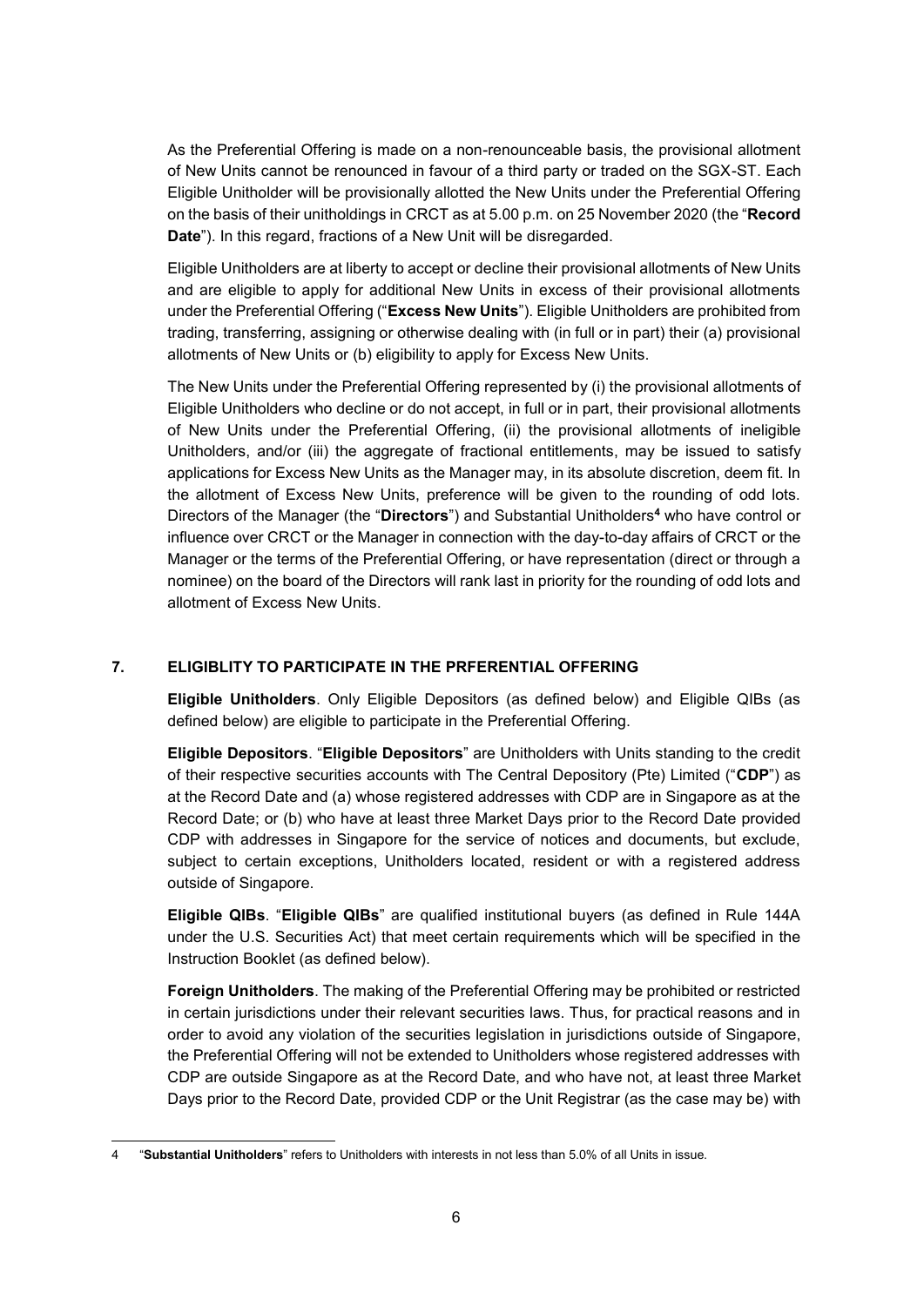As the Preferential Offering is made on a non-renounceable basis, the provisional allotment of New Units cannot be renounced in favour of a third party or traded on the SGX-ST. Each Eligible Unitholder will be provisionally allotted the New Units under the Preferential Offering on the basis of their unitholdings in CRCT as at 5.00 p.m. on 25 November 2020 (the "**Record Date**"). In this regard, fractions of a New Unit will be disregarded.

Eligible Unitholders are at liberty to accept or decline their provisional allotments of New Units and are eligible to apply for additional New Units in excess of their provisional allotments under the Preferential Offering ("**Excess New Units**"). Eligible Unitholders are prohibited from trading, transferring, assigning or otherwise dealing with (in full or in part) their (a) provisional allotments of New Units or (b) eligibility to apply for Excess New Units.

The New Units under the Preferential Offering represented by (i) the provisional allotments of Eligible Unitholders who decline or do not accept, in full or in part, their provisional allotments of New Units under the Preferential Offering, (ii) the provisional allotments of ineligible Unitholders, and/or (iii) the aggregate of fractional entitlements, may be issued to satisfy applications for Excess New Units as the Manager may, in its absolute discretion, deem fit. In the allotment of Excess New Units, preference will be given to the rounding of odd lots. Directors of the Manager (the "**Directors**") and Substantial Unitholders[4] who have control or influence over CRCT or the Manager in connection with the day-to-day affairs of CRCT or the Manager or the terms of the Preferential Offering, or have representation (direct or through a nominee) on the board of the Directors will rank last in priority for the rounding of odd lots and allotment of Excess New Units.

## 7. ELIGIBLITY TO PARTICIPATE IN THE PRFERENTIAL OFFERING

**Eligible Unitholders**. Only Eligible Depositors (as defined below) and Eligible QIBs (as defined below) are eligible to participate in the Preferential Offering.

**Eligible Depositors**. "**Eligible Depositors**" are Unitholders with Units standing to the credit of their respective securities accounts with The Central Depository (Pte) Limited ("**CDP**") as at the Record Date and (a) whose registered addresses with CDP are in Singapore as at the Record Date; or (b) who have at least three Market Days prior to the Record Date provided CDP with addresses in Singapore for the service of notices and documents, but exclude, subject to certain exceptions, Unitholders located, resident or with a registered address outside of Singapore.

**Eligible QIBs**. "**Eligible QIBs**" are qualified institutional buyers (as defined in Rule 144A under the U.S. Securities Act) that meet certain requirements which will be specified in the Instruction Booklet (as defined below).

**Foreign Unitholders**. The making of the Preferential Offering may be prohibited or restricted in certain jurisdictions under their relevant securities laws. Thus, for practical reasons and in order to avoid any violation of the securities legislation in jurisdictions outside of Singapore, the Preferential Offering will not be extended to Unitholders whose registered addresses with CDP are outside Singapore as at the Record Date, and who have not, at least three Market Days prior to the Record Date, provided CDP or the Unit Registrar (as the case may be) with

---

4 "**Substantial Unitholders**" refers to Unitholders with interests in not less than 5.0% of all Units in issue.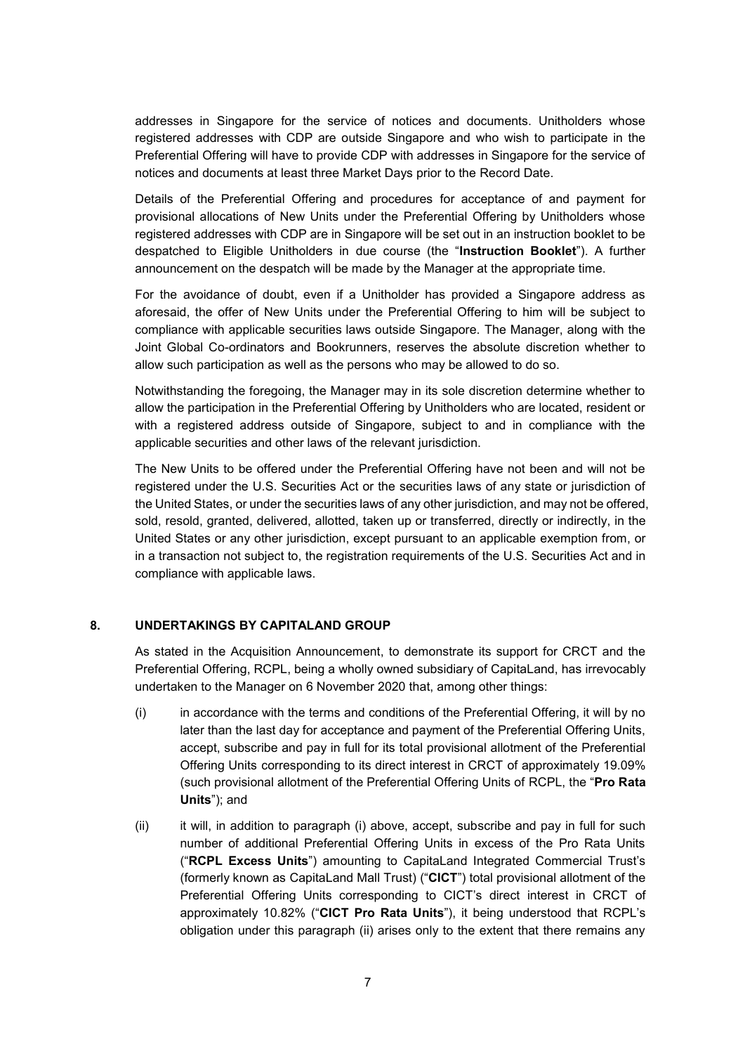addresses in Singapore for the service of notices and documents. Unitholders whose registered addresses with CDP are outside Singapore and who wish to participate in the Preferential Offering will have to provide CDP with addresses in Singapore for the service of notices and documents at least three Market Days prior to the Record Date.

Details of the Preferential Offering and procedures for acceptance of and payment for provisional allocations of New Units under the Preferential Offering by Unitholders whose registered addresses with CDP are in Singapore will be set out in an instruction booklet to be despatched to Eligible Unitholders in due course (the "**Instruction Booklet**"). A further announcement on the despatch will be made by the Manager at the appropriate time.

For the avoidance of doubt, even if a Unitholder has provided a Singapore address as aforesaid, the offer of New Units under the Preferential Offering to him will be subject to compliance with applicable securities laws outside Singapore. The Manager, along with the Joint Global Co-ordinators and Bookrunners, reserves the absolute discretion whether to allow such participation as well as the persons who may be allowed to do so.

Notwithstanding the foregoing, the Manager may in its sole discretion determine whether to allow the participation in the Preferential Offering by Unitholders who are located, resident or with a registered address outside of Singapore, subject to and in compliance with the applicable securities and other laws of the relevant jurisdiction.

The New Units to be offered under the Preferential Offering have not been and will not be registered under the U.S. Securities Act or the securities laws of any state or jurisdiction of the United States, or under the securities laws of any other jurisdiction, and may not be offered, sold, resold, granted, delivered, allotted, taken up or transferred, directly or indirectly, in the United States or any other jurisdiction, except pursuant to an applicable exemption from, or in a transaction not subject to, the registration requirements of the U.S. Securities Act and in compliance with applicable laws.

## 8. UNDERTAKINGS BY CAPITALAND GROUP

As stated in the Acquisition Announcement, to demonstrate its support for CRCT and the Preferential Offering, RCPL, being a wholly owned subsidiary of CapitaLand, has irrevocably undertaken to the Manager on 6 November 2020 that, among other things:

(i) in accordance with the terms and conditions of the Preferential Offering, it will by no later than the last day for acceptance and payment of the Preferential Offering Units, accept, subscribe and pay in full for its total provisional allotment of the Preferential Offering Units corresponding to its direct interest in CRCT of approximately 19.09% (such provisional allotment of the Preferential Offering Units of RCPL, the "**Pro Rata Units**"); and

(ii) it will, in addition to paragraph (i) above, accept, subscribe and pay in full for such number of additional Preferential Offering Units in excess of the Pro Rata Units ("**RCPL Excess Units**") amounting to CapitaLand Integrated Commercial Trust's (formerly known as CapitaLand Mall Trust) ("**CICT**") total provisional allotment of the Preferential Offering Units corresponding to CICT's direct interest in CRCT of approximately 10.82% ("**CICT Pro Rata Units**"), it being understood that RCPL's obligation under this paragraph (ii) arises only to the extent that there remains any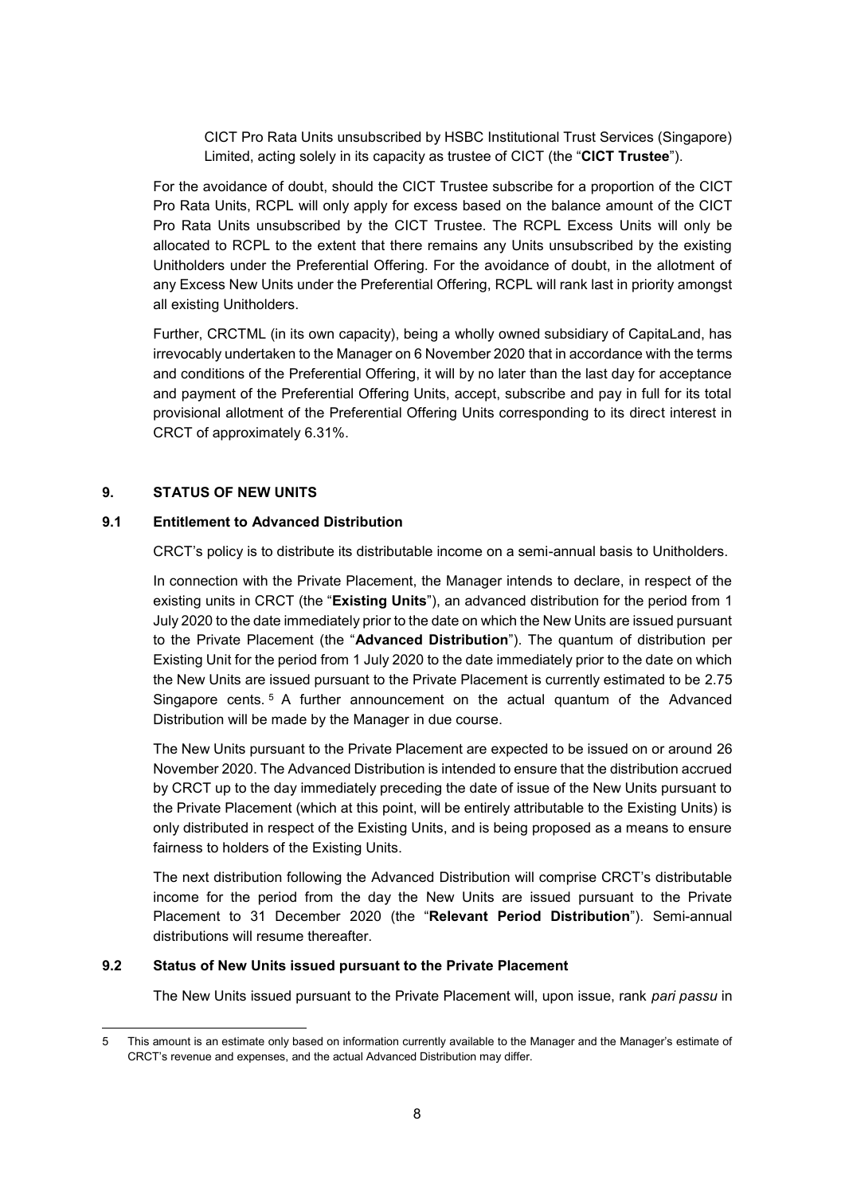CICT Pro Rata Units unsubscribed by HSBC Institutional Trust Services (Singapore) Limited, acting solely in its capacity as trustee of CICT (the "**CICT Trustee**").

For the avoidance of doubt, should the CICT Trustee subscribe for a proportion of the CICT Pro Rata Units, RCPL will only apply for excess based on the balance amount of the CICT Pro Rata Units unsubscribed by the CICT Trustee. The RCPL Excess Units will only be allocated to RCPL to the extent that there remains any Units unsubscribed by the existing Unitholders under the Preferential Offering. For the avoidance of doubt, in the allotment of any Excess New Units under the Preferential Offering, RCPL will rank last in priority amongst all existing Unitholders.

Further, CRCTML (in its own capacity), being a wholly owned subsidiary of CapitaLand, has irrevocably undertaken to the Manager on 6 November 2020 that in accordance with the terms and conditions of the Preferential Offering, it will by no later than the last day for acceptance and payment of the Preferential Offering Units, accept, subscribe and pay in full for its total provisional allotment of the Preferential Offering Units corresponding to its direct interest in CRCT of approximately 6.31%.

## 9. STATUS OF NEW UNITS

### 9.1 Entitlement to Advanced Distribution

CRCT's policy is to distribute its distributable income on a semi-annual basis to Unitholders.

In connection with the Private Placement, the Manager intends to declare, in respect of the existing units in CRCT (the "**Existing Units**"), an advanced distribution for the period from 1 July 2020 to the date immediately prior to the date on which the New Units are issued pursuant to the Private Placement (the "**Advanced Distribution**"). The quantum of distribution per Existing Unit for the period from 1 July 2020 to the date immediately prior to the date on which the New Units are issued pursuant to the Private Placement is currently estimated to be 2.75 Singapore cents.[5] A further announcement on the actual quantum of the Advanced Distribution will be made by the Manager in due course.

The New Units pursuant to the Private Placement are expected to be issued on or around 26 November 2020. The Advanced Distribution is intended to ensure that the distribution accrued by CRCT up to the day immediately preceding the date of issue of the New Units pursuant to the Private Placement (which at this point, will be entirely attributable to the Existing Units) is only distributed in respect of the Existing Units, and is being proposed as a means to ensure fairness to holders of the Existing Units.

The next distribution following the Advanced Distribution will comprise CRCT's distributable income for the period from the day the New Units are issued pursuant to the Private Placement to 31 December 2020 (the "**Relevant Period Distribution**"). Semi-annual distributions will resume thereafter.

### 9.2 Status of New Units issued pursuant to the Private Placement

The New Units issued pursuant to the Private Placement will, upon issue, rank *pari passu* in

---

5 This amount is an estimate only based on information currently available to the Manager and the Manager's estimate of CRCT's revenue and expenses, and the actual Advanced Distribution may differ.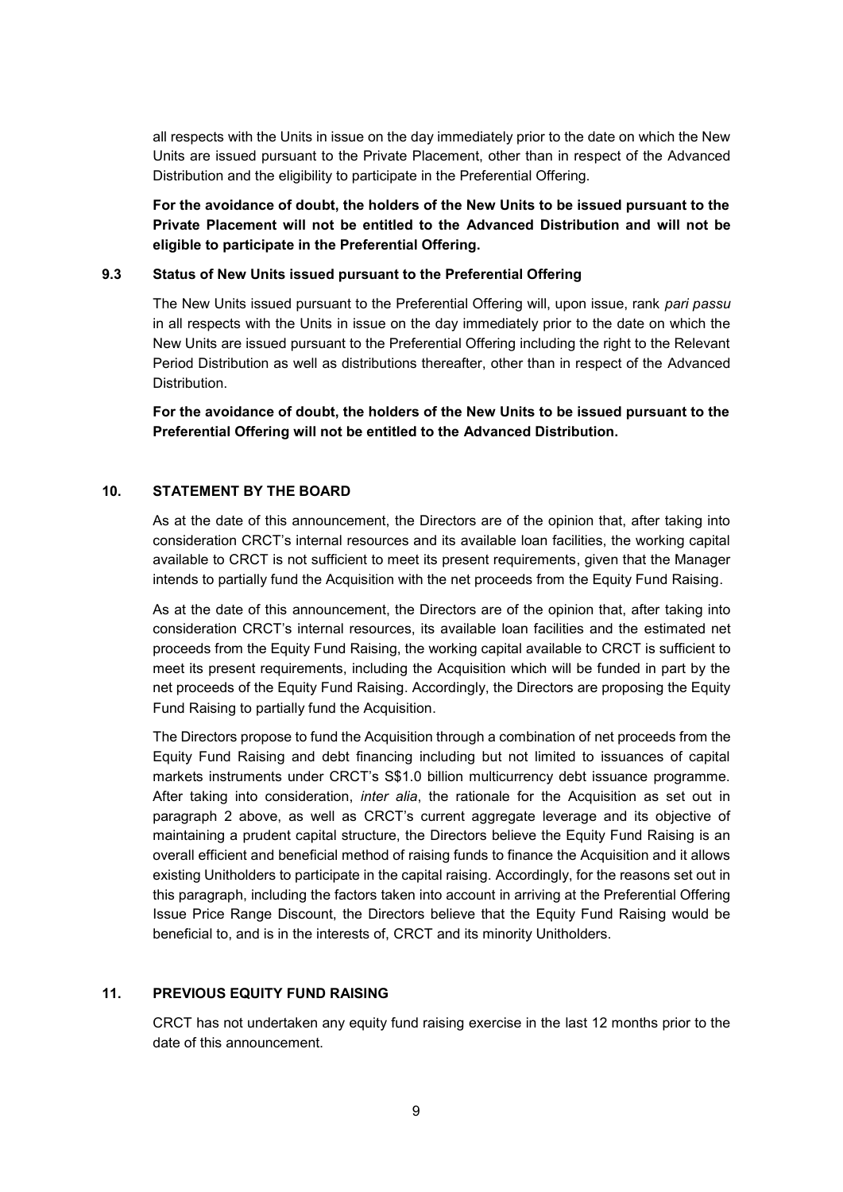all respects with the Units in issue on the day immediately prior to the date on which the New Units are issued pursuant to the Private Placement, other than in respect of the Advanced Distribution and the eligibility to participate in the Preferential Offering.

**For the avoidance of doubt, the holders of the New Units to be issued pursuant to the Private Placement will not be entitled to the Advanced Distribution and will not be eligible to participate in the Preferential Offering.**

### 9.3 Status of New Units issued pursuant to the Preferential Offering

The New Units issued pursuant to the Preferential Offering will, upon issue, rank *pari passu* in all respects with the Units in issue on the day immediately prior to the date on which the New Units are issued pursuant to the Preferential Offering including the right to the Relevant Period Distribution as well as distributions thereafter, other than in respect of the Advanced Distribution.

**For the avoidance of doubt, the holders of the New Units to be issued pursuant to the Preferential Offering will not be entitled to the Advanced Distribution.**

## 10. STATEMENT BY THE BOARD

As at the date of this announcement, the Directors are of the opinion that, after taking into consideration CRCT's internal resources and its available loan facilities, the working capital available to CRCT is not sufficient to meet its present requirements, given that the Manager intends to partially fund the Acquisition with the net proceeds from the Equity Fund Raising.

As at the date of this announcement, the Directors are of the opinion that, after taking into consideration CRCT's internal resources, its available loan facilities and the estimated net proceeds from the Equity Fund Raising, the working capital available to CRCT is sufficient to meet its present requirements, including the Acquisition which will be funded in part by the net proceeds of the Equity Fund Raising. Accordingly, the Directors are proposing the Equity Fund Raising to partially fund the Acquisition.

The Directors propose to fund the Acquisition through a combination of net proceeds from the Equity Fund Raising and debt financing including but not limited to issuances of capital markets instruments under CRCT's S$1.0 billion multicurrency debt issuance programme. After taking into consideration, *inter alia*, the rationale for the Acquisition as set out in paragraph 2 above, as well as CRCT's current aggregate leverage and its objective of maintaining a prudent capital structure, the Directors believe the Equity Fund Raising is an overall efficient and beneficial method of raising funds to finance the Acquisition and it allows existing Unitholders to participate in the capital raising. Accordingly, for the reasons set out in this paragraph, including the factors taken into account in arriving at the Preferential Offering Issue Price Range Discount, the Directors believe that the Equity Fund Raising would be beneficial to, and is in the interests of, CRCT and its minority Unitholders.

## 11. PREVIOUS EQUITY FUND RAISING

CRCT has not undertaken any equity fund raising exercise in the last 12 months prior to the date of this announcement.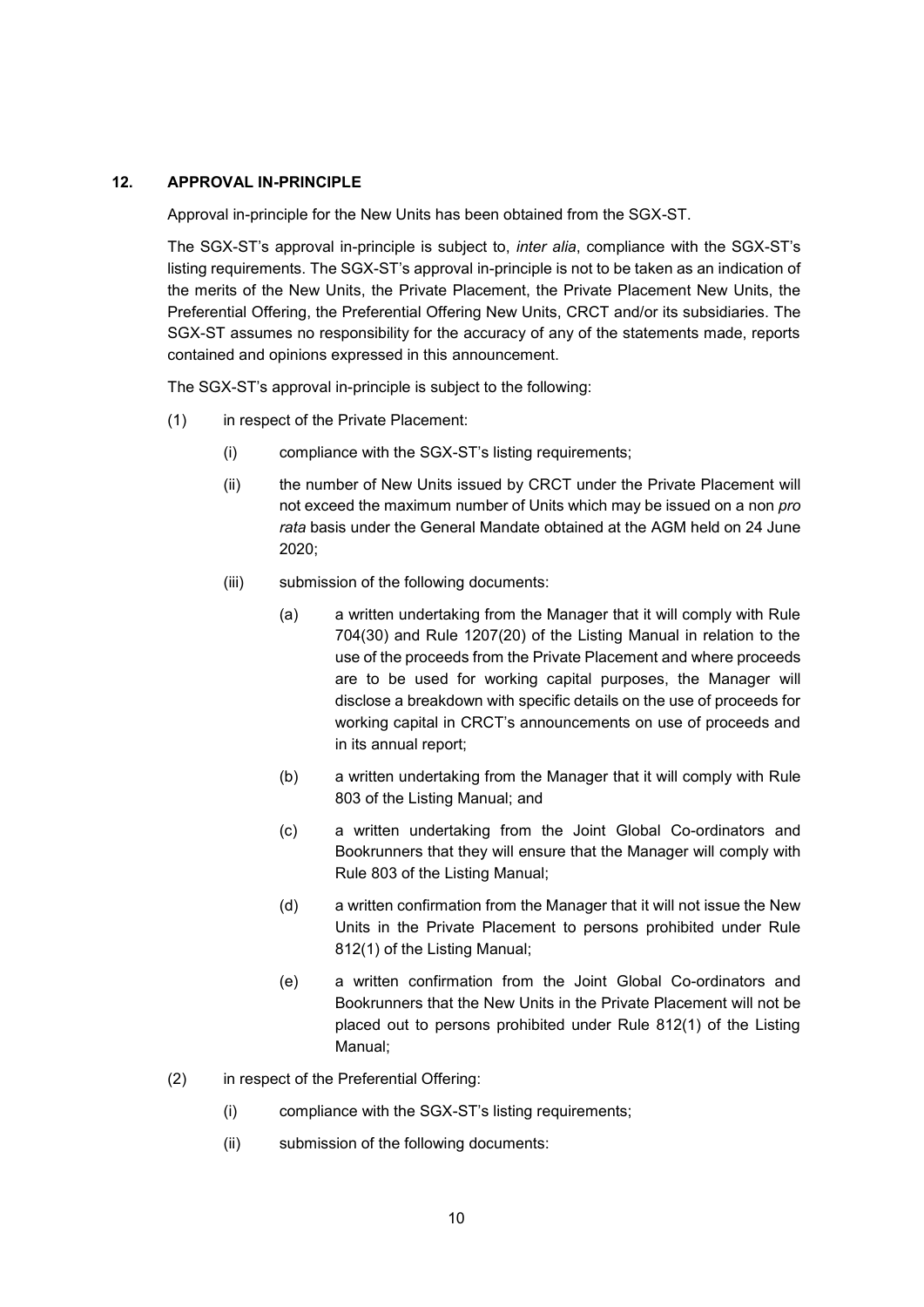## 12. APPROVAL IN-PRINCIPLE

Approval in-principle for the New Units has been obtained from the SGX-ST.

The SGX-ST's approval in-principle is subject to, *inter alia*, compliance with the SGX-ST's listing requirements. The SGX-ST's approval in-principle is not to be taken as an indication of the merits of the New Units, the Private Placement, the Private Placement New Units, the Preferential Offering, the Preferential Offering New Units, CRCT and/or its subsidiaries. The SGX-ST assumes no responsibility for the accuracy of any of the statements made, reports contained and opinions expressed in this announcement.

The SGX-ST's approval in-principle is subject to the following:

(1) in respect of the Private Placement:

  (i) compliance with the SGX-ST's listing requirements;

  (ii) the number of New Units issued by CRCT under the Private Placement will not exceed the maximum number of Units which may be issued on a non *pro rata* basis under the General Mandate obtained at the AGM held on 24 June 2020;

  (iii) submission of the following documents:

    (a) a written undertaking from the Manager that it will comply with Rule 704(30) and Rule 1207(20) of the Listing Manual in relation to the use of the proceeds from the Private Placement and where proceeds are to be used for working capital purposes, the Manager will disclose a breakdown with specific details on the use of proceeds for working capital in CRCT's announcements on use of proceeds and in its annual report;

    (b) a written undertaking from the Manager that it will comply with Rule 803 of the Listing Manual; and

    (c) a written undertaking from the Joint Global Co-ordinators and Bookrunners that they will ensure that the Manager will comply with Rule 803 of the Listing Manual;

    (d) a written confirmation from the Manager that it will not issue the New Units in the Private Placement to persons prohibited under Rule 812(1) of the Listing Manual;

    (e) a written confirmation from the Joint Global Co-ordinators and Bookrunners that the New Units in the Private Placement will not be placed out to persons prohibited under Rule 812(1) of the Listing Manual;

(2) in respect of the Preferential Offering:

  (i) compliance with the SGX-ST's listing requirements;

  (ii) submission of the following documents: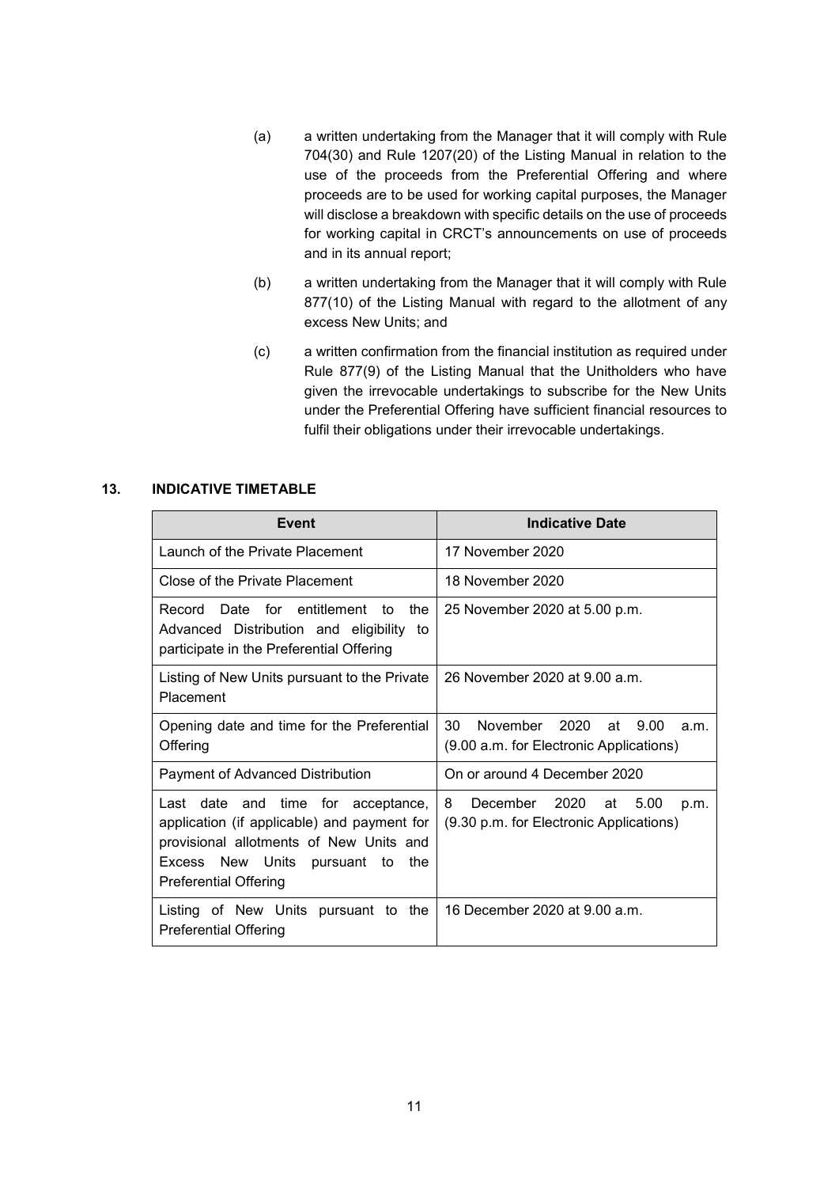(a) a written undertaking from the Manager that it will comply with Rule 704(30) and Rule 1207(20) of the Listing Manual in relation to the use of the proceeds from the Preferential Offering and where proceeds are to be used for working capital purposes, the Manager will disclose a breakdown with specific details on the use of proceeds for working capital in CRCT's announcements on use of proceeds and in its annual report;

(b) a written undertaking from the Manager that it will comply with Rule 877(10) of the Listing Manual with regard to the allotment of any excess New Units; and

(c) a written confirmation from the financial institution as required under Rule 877(9) of the Listing Manual that the Unitholders who have given the irrevocable undertakings to subscribe for the New Units under the Preferential Offering have sufficient financial resources to fulfil their obligations under their irrevocable undertakings.

## 13. INDICATIVE TIMETABLE

| Event | Indicative Date |
|---|---|
| Launch of the Private Placement | 17 November 2020 |
| Close of the Private Placement | 18 November 2020 |
| Record Date for entitlement to the Advanced Distribution and eligibility to participate in the Preferential Offering | 25 November 2020 at 5.00 p.m. |
| Listing of New Units pursuant to the Private Placement | 26 November 2020 at 9.00 a.m. |
| Opening date and time for the Preferential Offering | 30 November 2020 at 9.00 a.m. (9.00 a.m. for Electronic Applications) |
| Payment of Advanced Distribution | On or around 4 December 2020 |
| Last date and time for acceptance, application (if applicable) and payment for provisional allotments of New Units and Excess New Units pursuant to the Preferential Offering | 8 December 2020 at 5.00 p.m. (9.30 p.m. for Electronic Applications) |
| Listing of New Units pursuant to the Preferential Offering | 16 December 2020 at 9.00 a.m. |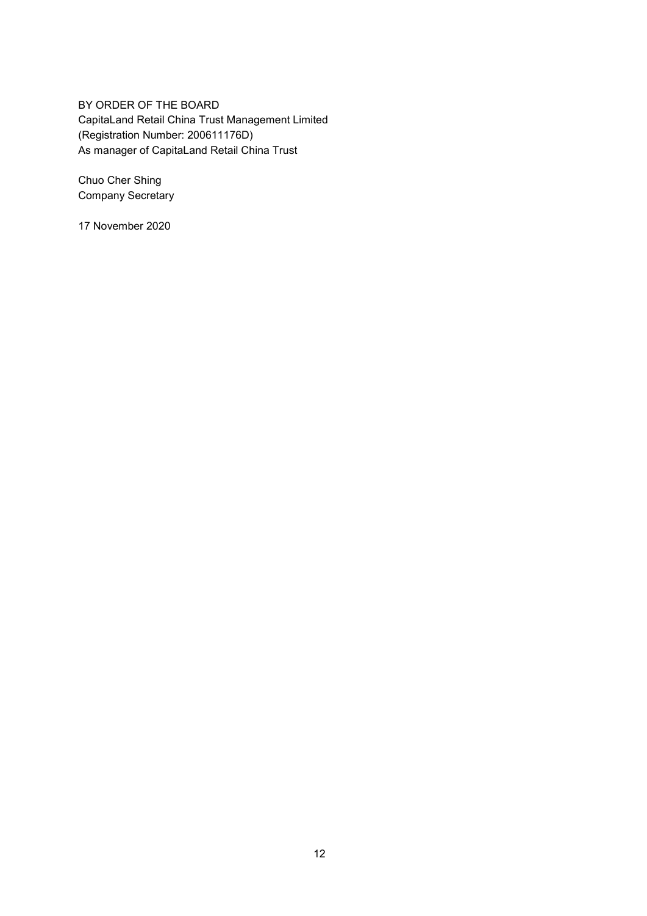BY ORDER OF THE BOARD
CapitaLand Retail China Trust Management Limited
(Registration Number: 200611176D)
As manager of CapitaLand Retail China Trust

Chuo Cher Shing
Company Secretary

17 November 2020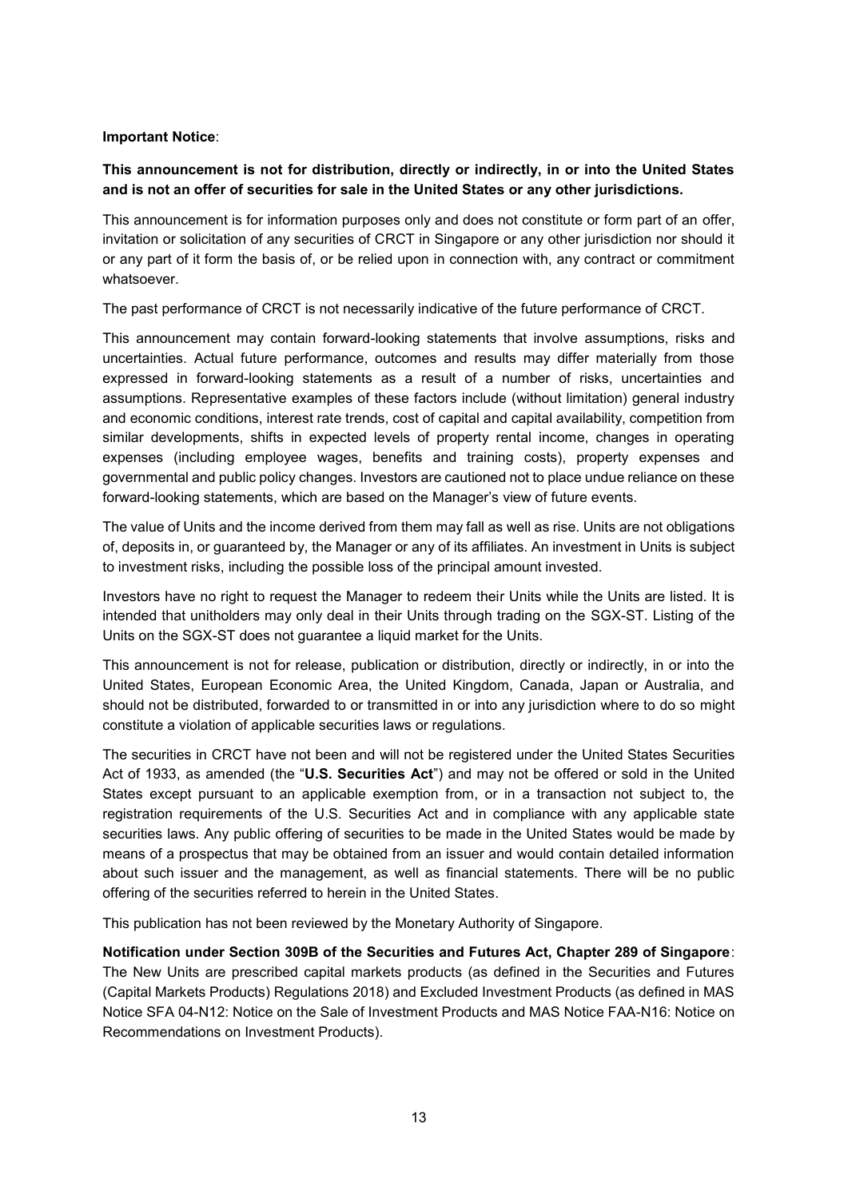**Important Notice**:

**This announcement is not for distribution, directly or indirectly, in or into the United States and is not an offer of securities for sale in the United States or any other jurisdictions.**

This announcement is for information purposes only and does not constitute or form part of an offer, invitation or solicitation of any securities of CRCT in Singapore or any other jurisdiction nor should it or any part of it form the basis of, or be relied upon in connection with, any contract or commitment whatsoever.

The past performance of CRCT is not necessarily indicative of the future performance of CRCT.

This announcement may contain forward-looking statements that involve assumptions, risks and uncertainties. Actual future performance, outcomes and results may differ materially from those expressed in forward-looking statements as a result of a number of risks, uncertainties and assumptions. Representative examples of these factors include (without limitation) general industry and economic conditions, interest rate trends, cost of capital and capital availability, competition from similar developments, shifts in expected levels of property rental income, changes in operating expenses (including employee wages, benefits and training costs), property expenses and governmental and public policy changes. Investors are cautioned not to place undue reliance on these forward-looking statements, which are based on the Manager's view of future events.

The value of Units and the income derived from them may fall as well as rise. Units are not obligations of, deposits in, or guaranteed by, the Manager or any of its affiliates. An investment in Units is subject to investment risks, including the possible loss of the principal amount invested.

Investors have no right to request the Manager to redeem their Units while the Units are listed. It is intended that unitholders may only deal in their Units through trading on the SGX-ST. Listing of the Units on the SGX-ST does not guarantee a liquid market for the Units.

This announcement is not for release, publication or distribution, directly or indirectly, in or into the United States, European Economic Area, the United Kingdom, Canada, Japan or Australia, and should not be distributed, forwarded to or transmitted in or into any jurisdiction where to do so might constitute a violation of applicable securities laws or regulations.

The securities in CRCT have not been and will not be registered under the United States Securities Act of 1933, as amended (the "**U.S. Securities Act**") and may not be offered or sold in the United States except pursuant to an applicable exemption from, or in a transaction not subject to, the registration requirements of the U.S. Securities Act and in compliance with any applicable state securities laws. Any public offering of securities to be made in the United States would be made by means of a prospectus that may be obtained from an issuer and would contain detailed information about such issuer and the management, as well as financial statements. There will be no public offering of the securities referred to herein in the United States.

This publication has not been reviewed by the Monetary Authority of Singapore.

**Notification under Section 309B of the Securities and Futures Act, Chapter 289 of Singapore**: The New Units are prescribed capital markets products (as defined in the Securities and Futures (Capital Markets Products) Regulations 2018) and Excluded Investment Products (as defined in MAS Notice SFA 04-N12: Notice on the Sale of Investment Products and MAS Notice FAA-N16: Notice on Recommendations on Investment Products).